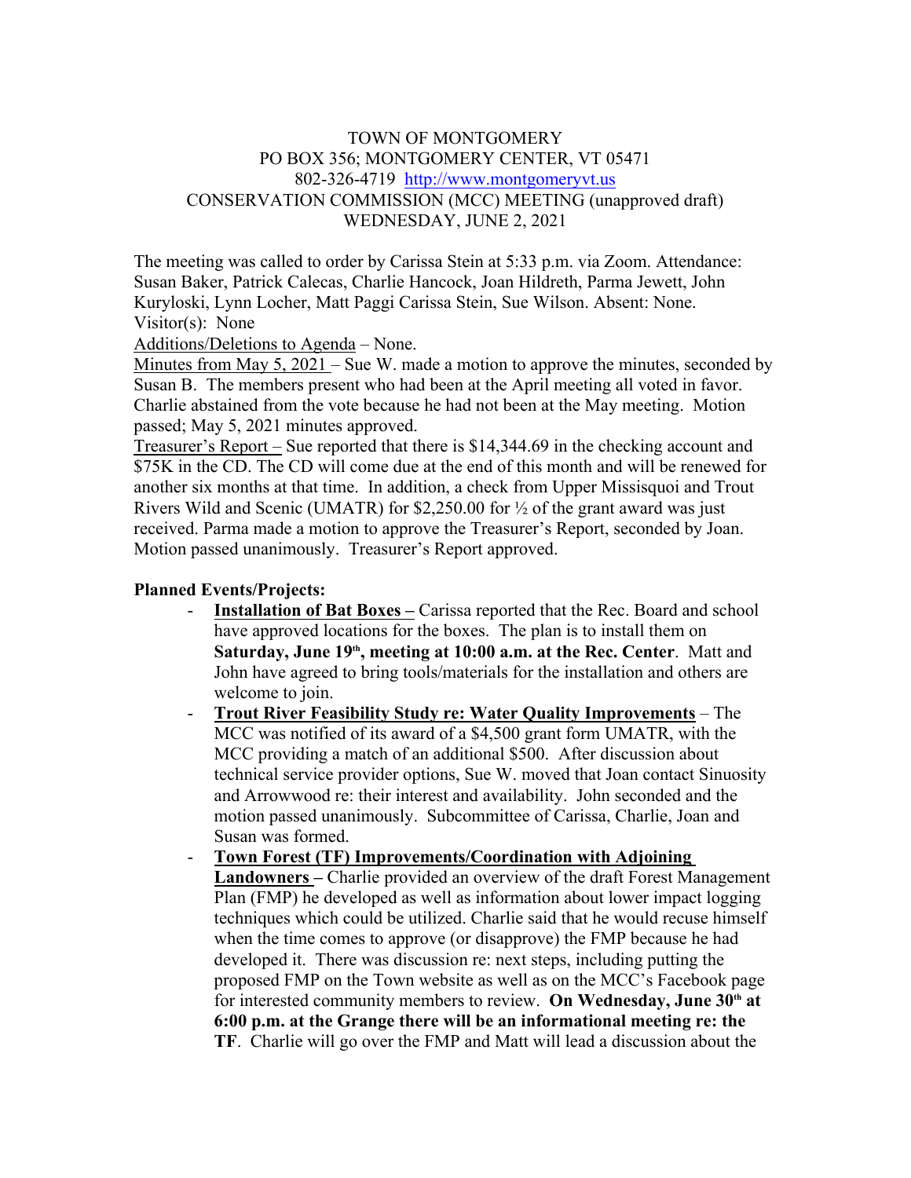TOWN OF MONTGOMERY
PO BOX 356; MONTGOMERY CENTER, VT 05471
802-326-4719 http://www.montgomeryvt.us
CONSERVATION COMMISSION (MCC) MEETING (unapproved draft)
WEDNESDAY, JUNE 2, 2021

The meeting was called to order by Carissa Stein at 5:33 p.m. via Zoom. Attendance: Susan Baker, Patrick Calecas, Charlie Hancock, Joan Hildreth, Parma Jewett, John Kuryloski, Lynn Locher, Matt Paggi Carissa Stein, Sue Wilson. Absent: None. Visitor(s): None

Additions/Deletions to Agenda – None.

Minutes from May 5, 2021 – Sue W. made a motion to approve the minutes, seconded by Susan B. The members present who had been at the April meeting all voted in favor. Charlie abstained from the vote because he had not been at the May meeting. Motion passed; May 5, 2021 minutes approved.

Treasurer's Report – Sue reported that there is $14,344.69 in the checking account and $75K in the CD. The CD will come due at the end of this month and will be renewed for another six months at that time. In addition, a check from Upper Missisquoi and Trout Rivers Wild and Scenic (UMATR) for $2,250.00 for ½ of the grant award was just received. Parma made a motion to approve the Treasurer's Report, seconded by Joan. Motion passed unanimously. Treasurer's Report approved.

**Planned Events/Projects:**

- **Installation of Bat Boxes –** Carissa reported that the Rec. Board and school have approved locations for the boxes. The plan is to install them on **Saturday, June 19th, meeting at 10:00 a.m. at the Rec. Center**. Matt and John have agreed to bring tools/materials for the installation and others are welcome to join.
- **Trout River Feasibility Study re: Water Quality Improvements** – The MCC was notified of its award of a $4,500 grant form UMATR, with the MCC providing a match of an additional $500. After discussion about technical service provider options, Sue W. moved that Joan contact Sinuosity and Arrowwood re: their interest and availability. John seconded and the motion passed unanimously. Subcommittee of Carissa, Charlie, Joan and Susan was formed.
- **Town Forest (TF) Improvements/Coordination with Adjoining Landowners –** Charlie provided an overview of the draft Forest Management Plan (FMP) he developed as well as information about lower impact logging techniques which could be utilized. Charlie said that he would recuse himself when the time comes to approve (or disapprove) the FMP because he had developed it. There was discussion re: next steps, including putting the proposed FMP on the Town website as well as on the MCC's Facebook page for interested community members to review. **On Wednesday, June 30th at 6:00 p.m. at the Grange there will be an informational meeting re: the TF**. Charlie will go over the FMP and Matt will lead a discussion about the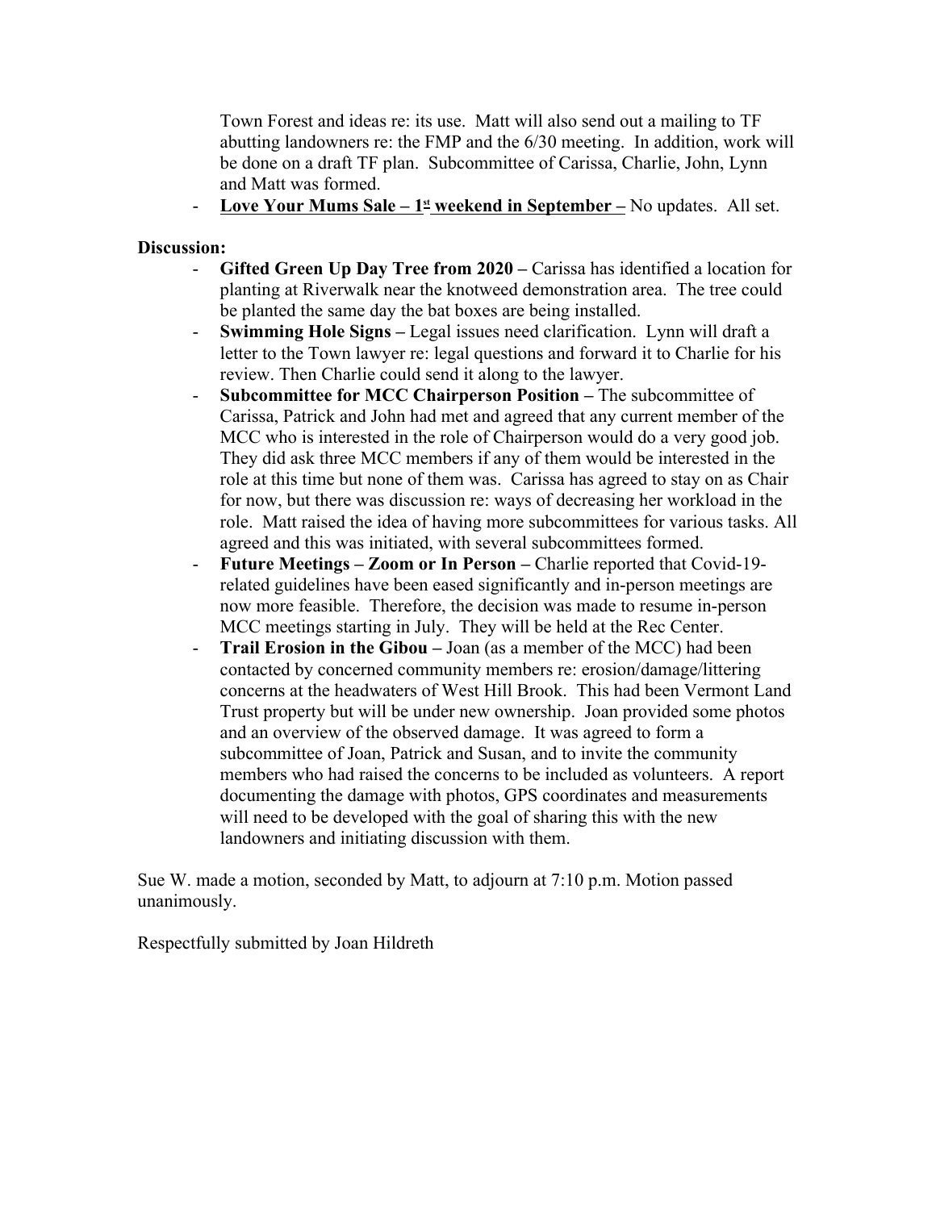Town Forest and ideas re: its use. Matt will also send out a mailing to TF abutting landowners re: the FMP and the 6/30 meeting. In addition, work will be done on a draft TF plan. Subcommittee of Carissa, Charlie, John, Lynn and Matt was formed.

- **Love Your Mums Sale – 1st weekend in September –** No updates. All set.

**Discussion:**

- **Gifted Green Up Day Tree from 2020 –** Carissa has identified a location for planting at Riverwalk near the knotweed demonstration area. The tree could be planted the same day the bat boxes are being installed.
- **Swimming Hole Signs –** Legal issues need clarification. Lynn will draft a letter to the Town lawyer re: legal questions and forward it to Charlie for his review. Then Charlie could send it along to the lawyer.
- **Subcommittee for MCC Chairperson Position –** The subcommittee of Carissa, Patrick and John had met and agreed that any current member of the MCC who is interested in the role of Chairperson would do a very good job. They did ask three MCC members if any of them would be interested in the role at this time but none of them was. Carissa has agreed to stay on as Chair for now, but there was discussion re: ways of decreasing her workload in the role. Matt raised the idea of having more subcommittees for various tasks. All agreed and this was initiated, with several subcommittees formed.
- **Future Meetings – Zoom or In Person –** Charlie reported that Covid-19-related guidelines have been eased significantly and in-person meetings are now more feasible. Therefore, the decision was made to resume in-person MCC meetings starting in July. They will be held at the Rec Center.
- **Trail Erosion in the Gibou –** Joan (as a member of the MCC) had been contacted by concerned community members re: erosion/damage/littering concerns at the headwaters of West Hill Brook. This had been Vermont Land Trust property but will be under new ownership. Joan provided some photos and an overview of the observed damage. It was agreed to form a subcommittee of Joan, Patrick and Susan, and to invite the community members who had raised the concerns to be included as volunteers. A report documenting the damage with photos, GPS coordinates and measurements will need to be developed with the goal of sharing this with the new landowners and initiating discussion with them.

Sue W. made a motion, seconded by Matt, to adjourn at 7:10 p.m. Motion passed unanimously.

Respectfully submitted by Joan Hildreth